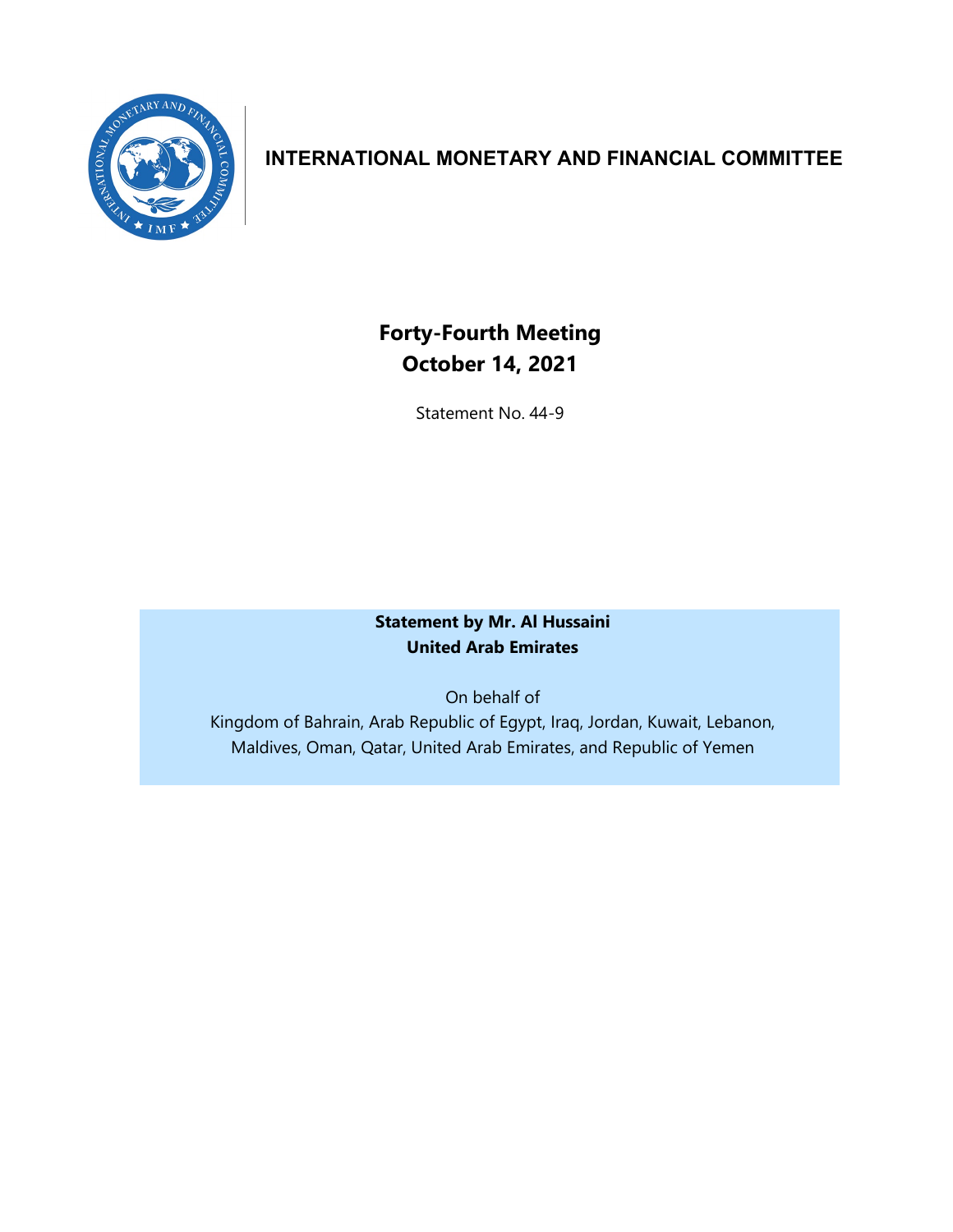# INTERNATIONAL MONETARY AND FINANCIAL COMMITTEE

## Forty-Fourth Meeting
## October 14, 2021

Statement No. 44-9

**Statement by Mr. Al Hussaini**
**United Arab Emirates**

On behalf of
Kingdom of Bahrain, Arab Republic of Egypt, Iraq, Jordan, Kuwait, Lebanon, Maldives, Oman, Qatar, United Arab Emirates, and Republic of Yemen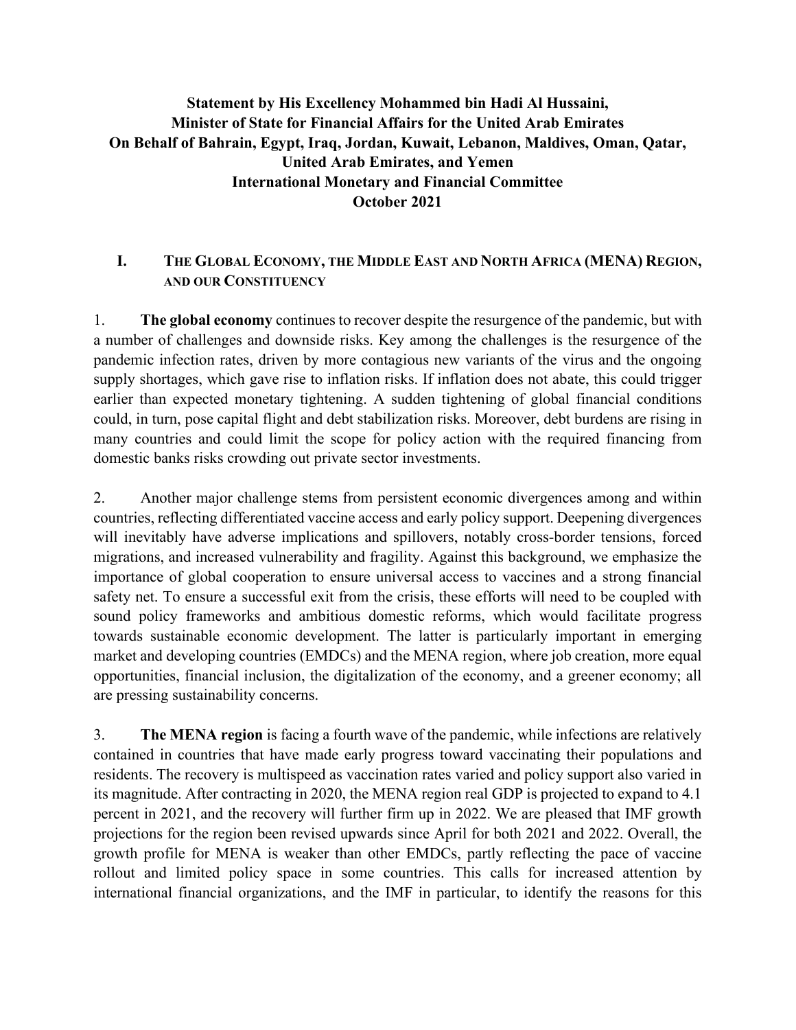**Statement by His Excellency Mohammed bin Hadi Al Hussaini,**
**Minister of State for Financial Affairs for the United Arab Emirates**
**On Behalf of Bahrain, Egypt, Iraq, Jordan, Kuwait, Lebanon, Maldives, Oman, Qatar, United Arab Emirates, and Yemen**
**International Monetary and Financial Committee**
**October 2021**

## I. THE GLOBAL ECONOMY, THE MIDDLE EAST AND NORTH AFRICA (MENA) REGION, AND OUR CONSTITUENCY

1. **The global economy** continues to recover despite the resurgence of the pandemic, but with a number of challenges and downside risks. Key among the challenges is the resurgence of the pandemic infection rates, driven by more contagious new variants of the virus and the ongoing supply shortages, which gave rise to inflation risks. If inflation does not abate, this could trigger earlier than expected monetary tightening. A sudden tightening of global financial conditions could, in turn, pose capital flight and debt stabilization risks. Moreover, debt burdens are rising in many countries and could limit the scope for policy action with the required financing from domestic banks risks crowding out private sector investments.

2. Another major challenge stems from persistent economic divergences among and within countries, reflecting differentiated vaccine access and early policy support. Deepening divergences will inevitably have adverse implications and spillovers, notably cross-border tensions, forced migrations, and increased vulnerability and fragility. Against this background, we emphasize the importance of global cooperation to ensure universal access to vaccines and a strong financial safety net. To ensure a successful exit from the crisis, these efforts will need to be coupled with sound policy frameworks and ambitious domestic reforms, which would facilitate progress towards sustainable economic development. The latter is particularly important in emerging market and developing countries (EMDCs) and the MENA region, where job creation, more equal opportunities, financial inclusion, the digitalization of the economy, and a greener economy; all are pressing sustainability concerns.

3. **The MENA region** is facing a fourth wave of the pandemic, while infections are relatively contained in countries that have made early progress toward vaccinating their populations and residents. The recovery is multispeed as vaccination rates varied and policy support also varied in its magnitude. After contracting in 2020, the MENA region real GDP is projected to expand to 4.1 percent in 2021, and the recovery will further firm up in 2022. We are pleased that IMF growth projections for the region been revised upwards since April for both 2021 and 2022. Overall, the growth profile for MENA is weaker than other EMDCs, partly reflecting the pace of vaccine rollout and limited policy space in some countries. This calls for increased attention by international financial organizations, and the IMF in particular, to identify the reasons for this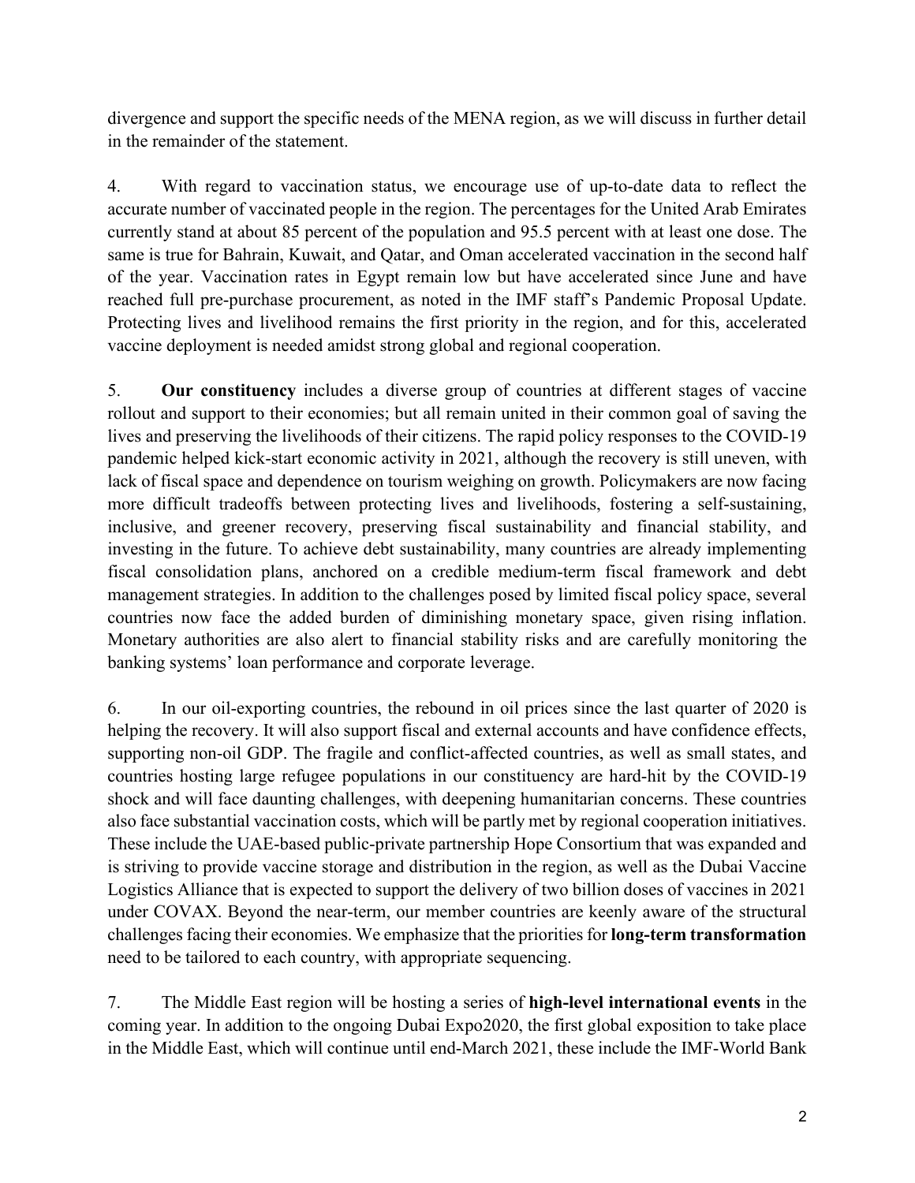divergence and support the specific needs of the MENA region, as we will discuss in further detail in the remainder of the statement.

4. With regard to vaccination status, we encourage use of up-to-date data to reflect the accurate number of vaccinated people in the region. The percentages for the United Arab Emirates currently stand at about 85 percent of the population and 95.5 percent with at least one dose. The same is true for Bahrain, Kuwait, and Qatar, and Oman accelerated vaccination in the second half of the year. Vaccination rates in Egypt remain low but have accelerated since June and have reached full pre-purchase procurement, as noted in the IMF staff's Pandemic Proposal Update. Protecting lives and livelihood remains the first priority in the region, and for this, accelerated vaccine deployment is needed amidst strong global and regional cooperation.

5. **Our constituency** includes a diverse group of countries at different stages of vaccine rollout and support to their economies; but all remain united in their common goal of saving the lives and preserving the livelihoods of their citizens. The rapid policy responses to the COVID-19 pandemic helped kick-start economic activity in 2021, although the recovery is still uneven, with lack of fiscal space and dependence on tourism weighing on growth. Policymakers are now facing more difficult tradeoffs between protecting lives and livelihoods, fostering a self-sustaining, inclusive, and greener recovery, preserving fiscal sustainability and financial stability, and investing in the future. To achieve debt sustainability, many countries are already implementing fiscal consolidation plans, anchored on a credible medium-term fiscal framework and debt management strategies. In addition to the challenges posed by limited fiscal policy space, several countries now face the added burden of diminishing monetary space, given rising inflation. Monetary authorities are also alert to financial stability risks and are carefully monitoring the banking systems' loan performance and corporate leverage.

6. In our oil-exporting countries, the rebound in oil prices since the last quarter of 2020 is helping the recovery. It will also support fiscal and external accounts and have confidence effects, supporting non-oil GDP. The fragile and conflict-affected countries, as well as small states, and countries hosting large refugee populations in our constituency are hard-hit by the COVID-19 shock and will face daunting challenges, with deepening humanitarian concerns. These countries also face substantial vaccination costs, which will be partly met by regional cooperation initiatives. These include the UAE-based public-private partnership Hope Consortium that was expanded and is striving to provide vaccine storage and distribution in the region, as well as the Dubai Vaccine Logistics Alliance that is expected to support the delivery of two billion doses of vaccines in 2021 under COVAX. Beyond the near-term, our member countries are keenly aware of the structural challenges facing their economies. We emphasize that the priorities for **long-term transformation** need to be tailored to each country, with appropriate sequencing.

7. The Middle East region will be hosting a series of **high-level international events** in the coming year. In addition to the ongoing Dubai Expo2020, the first global exposition to take place in the Middle East, which will continue until end-March 2021, these include the IMF-World Bank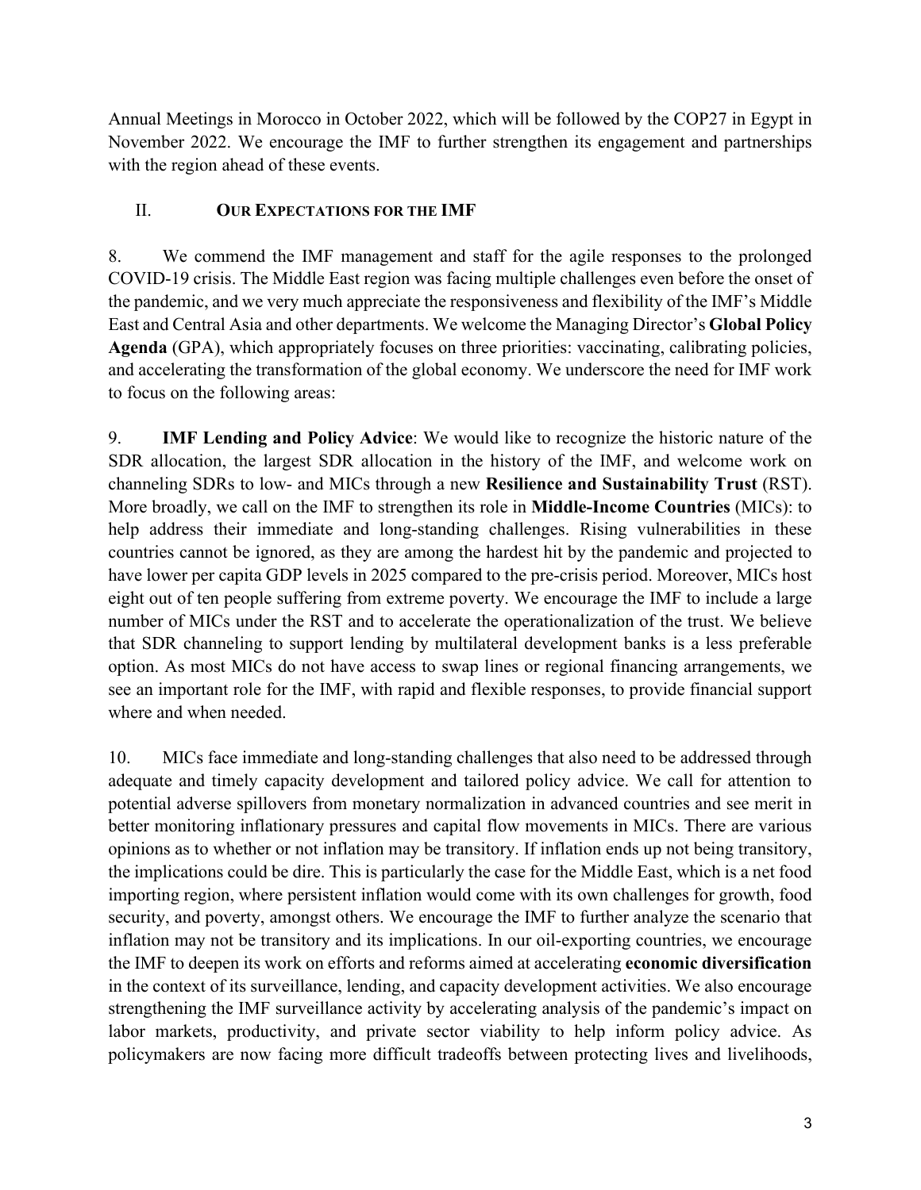Annual Meetings in Morocco in October 2022, which will be followed by the COP27 in Egypt in November 2022. We encourage the IMF to further strengthen its engagement and partnerships with the region ahead of these events.

## II. Our Expectations for the IMF

8. We commend the IMF management and staff for the agile responses to the prolonged COVID-19 crisis. The Middle East region was facing multiple challenges even before the onset of the pandemic, and we very much appreciate the responsiveness and flexibility of the IMF's Middle East and Central Asia and other departments. We welcome the Managing Director's **Global Policy Agenda** (GPA), which appropriately focuses on three priorities: vaccinating, calibrating policies, and accelerating the transformation of the global economy. We underscore the need for IMF work to focus on the following areas:

9. **IMF Lending and Policy Advice**: We would like to recognize the historic nature of the SDR allocation, the largest SDR allocation in the history of the IMF, and welcome work on channeling SDRs to low- and MICs through a new **Resilience and Sustainability Trust** (RST). More broadly, we call on the IMF to strengthen its role in **Middle-Income Countries** (MICs): to help address their immediate and long-standing challenges. Rising vulnerabilities in these countries cannot be ignored, as they are among the hardest hit by the pandemic and projected to have lower per capita GDP levels in 2025 compared to the pre-crisis period. Moreover, MICs host eight out of ten people suffering from extreme poverty. We encourage the IMF to include a large number of MICs under the RST and to accelerate the operationalization of the trust. We believe that SDR channeling to support lending by multilateral development banks is a less preferable option. As most MICs do not have access to swap lines or regional financing arrangements, we see an important role for the IMF, with rapid and flexible responses, to provide financial support where and when needed.

10. MICs face immediate and long-standing challenges that also need to be addressed through adequate and timely capacity development and tailored policy advice. We call for attention to potential adverse spillovers from monetary normalization in advanced countries and see merit in better monitoring inflationary pressures and capital flow movements in MICs. There are various opinions as to whether or not inflation may be transitory. If inflation ends up not being transitory, the implications could be dire. This is particularly the case for the Middle East, which is a net food importing region, where persistent inflation would come with its own challenges for growth, food security, and poverty, amongst others. We encourage the IMF to further analyze the scenario that inflation may not be transitory and its implications. In our oil-exporting countries, we encourage the IMF to deepen its work on efforts and reforms aimed at accelerating **economic diversification** in the context of its surveillance, lending, and capacity development activities. We also encourage strengthening the IMF surveillance activity by accelerating analysis of the pandemic's impact on labor markets, productivity, and private sector viability to help inform policy advice. As policymakers are now facing more difficult tradeoffs between protecting lives and livelihoods,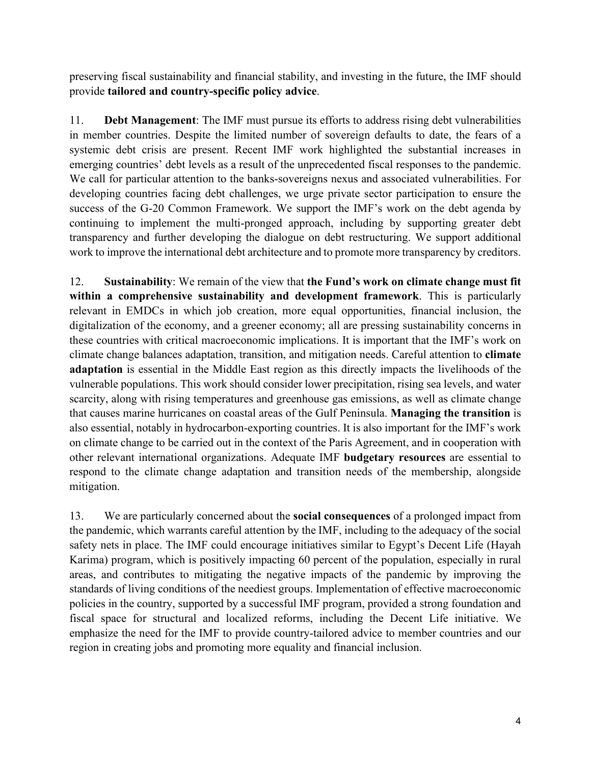preserving fiscal sustainability and financial stability, and investing in the future, the IMF should provide **tailored and country-specific policy advice**.

11. **Debt Management**: The IMF must pursue its efforts to address rising debt vulnerabilities in member countries. Despite the limited number of sovereign defaults to date, the fears of a systemic debt crisis are present. Recent IMF work highlighted the substantial increases in emerging countries' debt levels as a result of the unprecedented fiscal responses to the pandemic. We call for particular attention to the banks-sovereigns nexus and associated vulnerabilities. For developing countries facing debt challenges, we urge private sector participation to ensure the success of the G-20 Common Framework. We support the IMF's work on the debt agenda by continuing to implement the multi-pronged approach, including by supporting greater debt transparency and further developing the dialogue on debt restructuring. We support additional work to improve the international debt architecture and to promote more transparency by creditors.

12. **Sustainability**: We remain of the view that **the Fund's work on climate change must fit within a comprehensive sustainability and development framework**. This is particularly relevant in EMDCs in which job creation, more equal opportunities, financial inclusion, the digitalization of the economy, and a greener economy; all are pressing sustainability concerns in these countries with critical macroeconomic implications. It is important that the IMF's work on climate change balances adaptation, transition, and mitigation needs. Careful attention to **climate adaptation** is essential in the Middle East region as this directly impacts the livelihoods of the vulnerable populations. This work should consider lower precipitation, rising sea levels, and water scarcity, along with rising temperatures and greenhouse gas emissions, as well as climate change that causes marine hurricanes on coastal areas of the Gulf Peninsula. **Managing the transition** is also essential, notably in hydrocarbon-exporting countries. It is also important for the IMF's work on climate change to be carried out in the context of the Paris Agreement, and in cooperation with other relevant international organizations. Adequate IMF **budgetary resources** are essential to respond to the climate change adaptation and transition needs of the membership, alongside mitigation.

13. We are particularly concerned about the **social consequences** of a prolonged impact from the pandemic, which warrants careful attention by the IMF, including to the adequacy of the social safety nets in place. The IMF could encourage initiatives similar to Egypt's Decent Life (Hayah Karima) program, which is positively impacting 60 percent of the population, especially in rural areas, and contributes to mitigating the negative impacts of the pandemic by improving the standards of living conditions of the neediest groups. Implementation of effective macroeconomic policies in the country, supported by a successful IMF program, provided a strong foundation and fiscal space for structural and localized reforms, including the Decent Life initiative. We emphasize the need for the IMF to provide country-tailored advice to member countries and our region in creating jobs and promoting more equality and financial inclusion.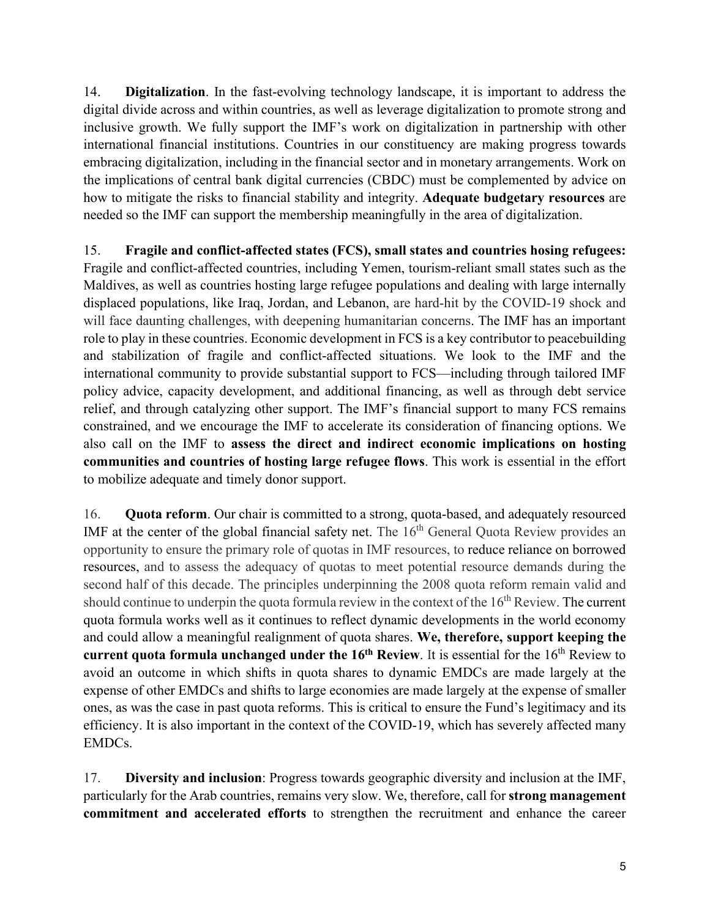14. **Digitalization**. In the fast-evolving technology landscape, it is important to address the digital divide across and within countries, as well as leverage digitalization to promote strong and inclusive growth. We fully support the IMF's work on digitalization in partnership with other international financial institutions. Countries in our constituency are making progress towards embracing digitalization, including in the financial sector and in monetary arrangements. Work on the implications of central bank digital currencies (CBDC) must be complemented by advice on how to mitigate the risks to financial stability and integrity. **Adequate budgetary resources** are needed so the IMF can support the membership meaningfully in the area of digitalization.

15. **Fragile and conflict-affected states (FCS), small states and countries hosing refugees:** Fragile and conflict-affected countries, including Yemen, tourism-reliant small states such as the Maldives, as well as countries hosting large refugee populations and dealing with large internally displaced populations, like Iraq, Jordan, and Lebanon, are hard-hit by the COVID-19 shock and will face daunting challenges, with deepening humanitarian concerns. The IMF has an important role to play in these countries. Economic development in FCS is a key contributor to peacebuilding and stabilization of fragile and conflict-affected situations. We look to the IMF and the international community to provide substantial support to FCS—including through tailored IMF policy advice, capacity development, and additional financing, as well as through debt service relief, and through catalyzing other support. The IMF's financial support to many FCS remains constrained, and we encourage the IMF to accelerate its consideration of financing options. We also call on the IMF to **assess the direct and indirect economic implications on hosting communities and countries of hosting large refugee flows**. This work is essential in the effort to mobilize adequate and timely donor support.

16. **Quota reform**. Our chair is committed to a strong, quota-based, and adequately resourced IMF at the center of the global financial safety net. The 16th General Quota Review provides an opportunity to ensure the primary role of quotas in IMF resources, to reduce reliance on borrowed resources, and to assess the adequacy of quotas to meet potential resource demands during the second half of this decade. The principles underpinning the 2008 quota reform remain valid and should continue to underpin the quota formula review in the context of the 16th Review. The current quota formula works well as it continues to reflect dynamic developments in the world economy and could allow a meaningful realignment of quota shares. **We, therefore, support keeping the current quota formula unchanged under the 16th Review**. It is essential for the 16th Review to avoid an outcome in which shifts in quota shares to dynamic EMDCs are made largely at the expense of other EMDCs and shifts to large economies are made largely at the expense of smaller ones, as was the case in past quota reforms. This is critical to ensure the Fund's legitimacy and its efficiency. It is also important in the context of the COVID-19, which has severely affected many EMDCs.

17. **Diversity and inclusion**: Progress towards geographic diversity and inclusion at the IMF, particularly for the Arab countries, remains very slow. We, therefore, call for **strong management commitment and accelerated efforts** to strengthen the recruitment and enhance the career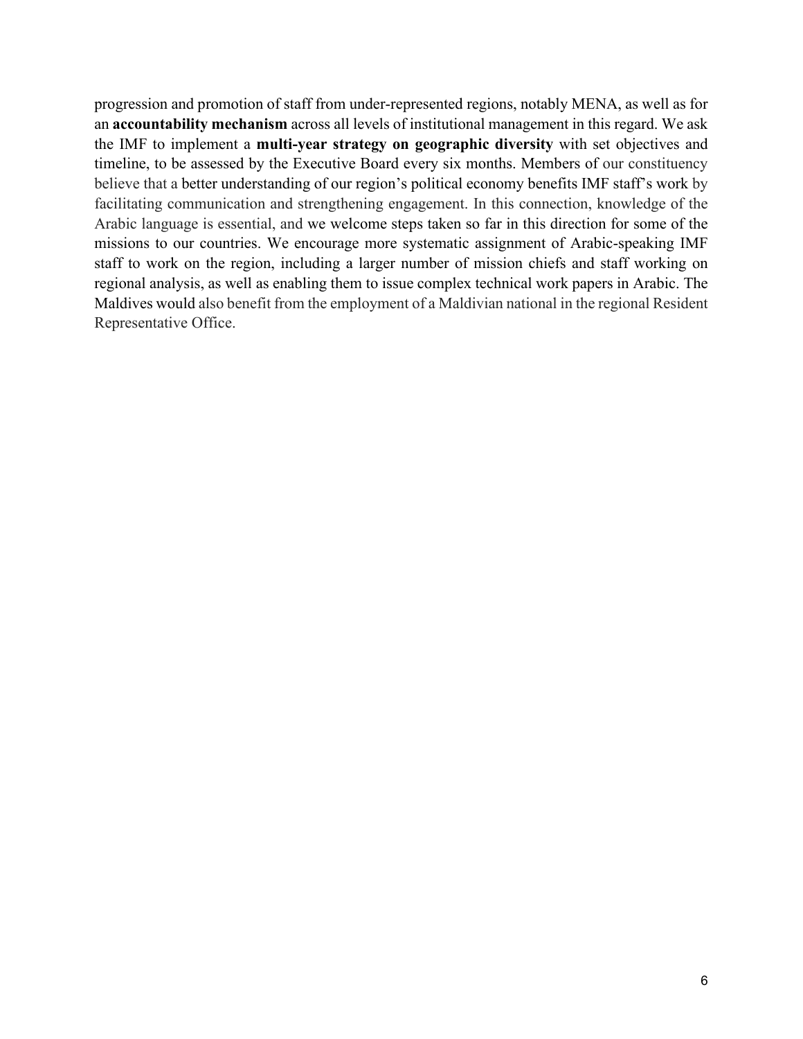progression and promotion of staff from under-represented regions, notably MENA, as well as for an **accountability mechanism** across all levels of institutional management in this regard. We ask the IMF to implement a **multi-year strategy on geographic diversity** with set objectives and timeline, to be assessed by the Executive Board every six months. Members of our constituency believe that a better understanding of our region's political economy benefits IMF staff's work by facilitating communication and strengthening engagement. In this connection, knowledge of the Arabic language is essential, and we welcome steps taken so far in this direction for some of the missions to our countries. We encourage more systematic assignment of Arabic-speaking IMF staff to work on the region, including a larger number of mission chiefs and staff working on regional analysis, as well as enabling them to issue complex technical work papers in Arabic. The Maldives would also benefit from the employment of a Maldivian national in the regional Resident Representative Office.